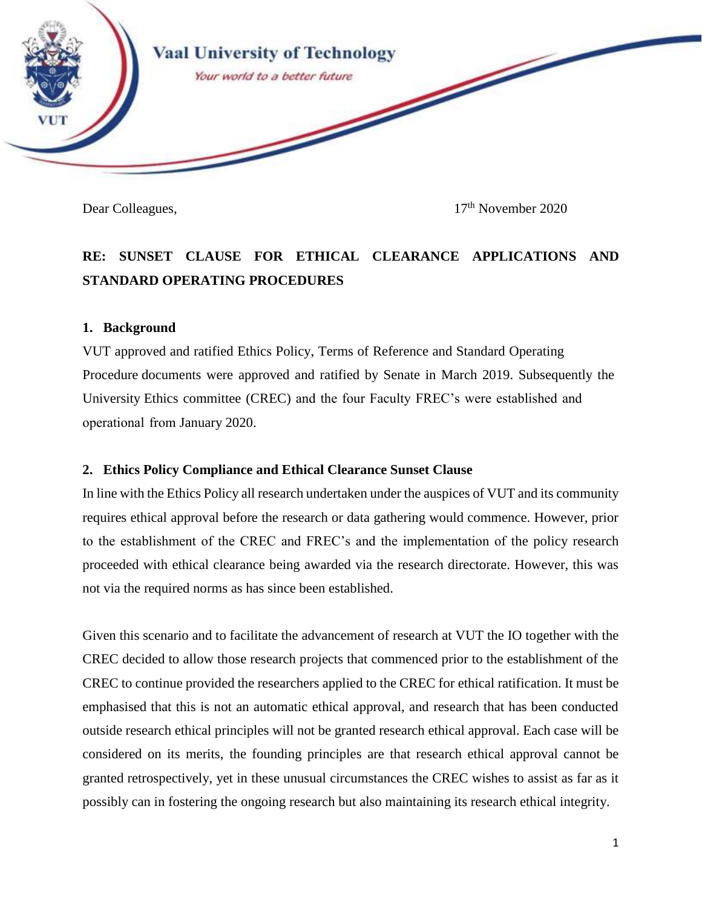Vaal University of Technology

*Your world to a better future*

Dear Colleagues, 17th November 2020

**RE: SUNSET CLAUSE FOR ETHICAL CLEARANCE APPLICATIONS AND STANDARD OPERATING PROCEDURES**

## 1. Background

VUT approved and ratified Ethics Policy, Terms of Reference and Standard Operating Procedure documents were approved and ratified by Senate in March 2019. Subsequently the University Ethics committee (CREC) and the four Faculty FREC's were established and operational from January 2020.

## 2. Ethics Policy Compliance and Ethical Clearance Sunset Clause

In line with the Ethics Policy all research undertaken under the auspices of VUT and its community requires ethical approval before the research or data gathering would commence. However, prior to the establishment of the CREC and FREC's and the implementation of the policy research proceeded with ethical clearance being awarded via the research directorate. However, this was not via the required norms as has since been established.

Given this scenario and to facilitate the advancement of research at VUT the IO together with the CREC decided to allow those research projects that commenced prior to the establishment of the CREC to continue provided the researchers applied to the CREC for ethical ratification. It must be emphasised that this is not an automatic ethical approval, and research that has been conducted outside research ethical principles will not be granted research ethical approval. Each case will be considered on its merits, the founding principles are that research ethical approval cannot be granted retrospectively, yet in these unusual circumstances the CREC wishes to assist as far as it possibly can in fostering the ongoing research but also maintaining its research ethical integrity.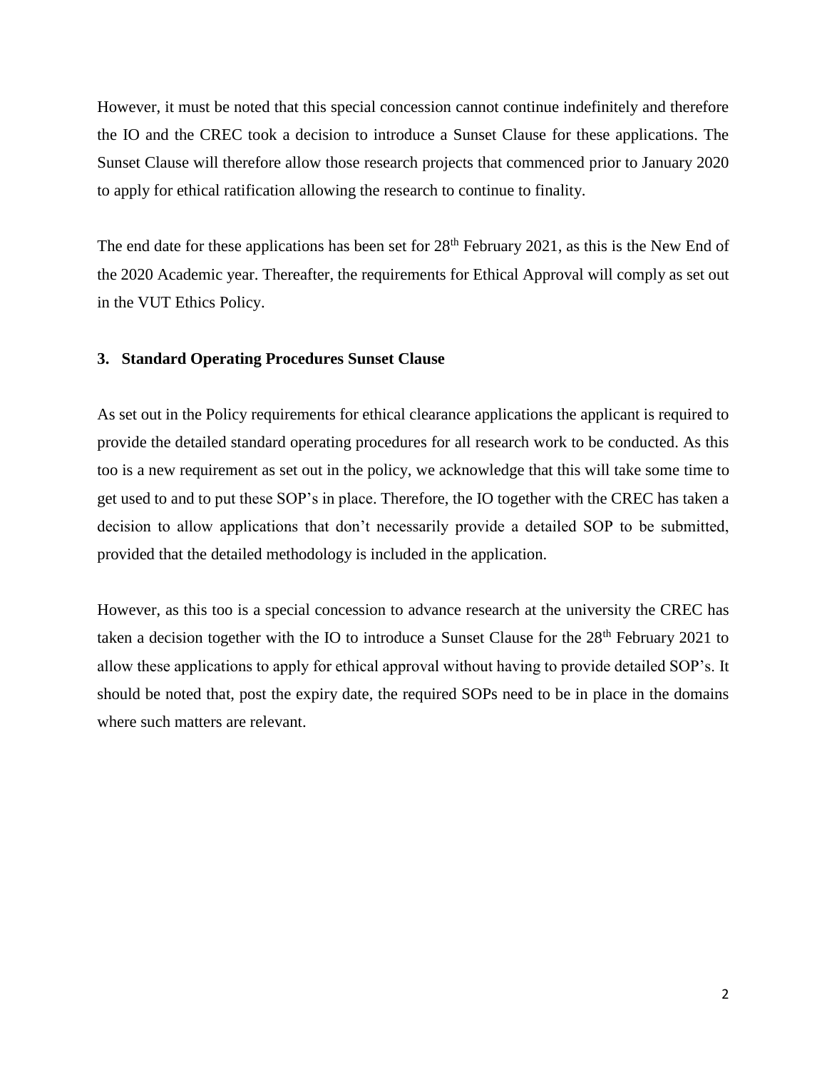However, it must be noted that this special concession cannot continue indefinitely and therefore the IO and the CREC took a decision to introduce a Sunset Clause for these applications. The Sunset Clause will therefore allow those research projects that commenced prior to January 2020 to apply for ethical ratification allowing the research to continue to finality.

The end date for these applications has been set for 28th February 2021, as this is the New End of the 2020 Academic year. Thereafter, the requirements for Ethical Approval will comply as set out in the VUT Ethics Policy.

### 3. Standard Operating Procedures Sunset Clause

As set out in the Policy requirements for ethical clearance applications the applicant is required to provide the detailed standard operating procedures for all research work to be conducted. As this too is a new requirement as set out in the policy, we acknowledge that this will take some time to get used to and to put these SOP's in place. Therefore, the IO together with the CREC has taken a decision to allow applications that don't necessarily provide a detailed SOP to be submitted, provided that the detailed methodology is included in the application.

However, as this too is a special concession to advance research at the university the CREC has taken a decision together with the IO to introduce a Sunset Clause for the 28th February 2021 to allow these applications to apply for ethical approval without having to provide detailed SOP's. It should be noted that, post the expiry date, the required SOPs need to be in place in the domains where such matters are relevant.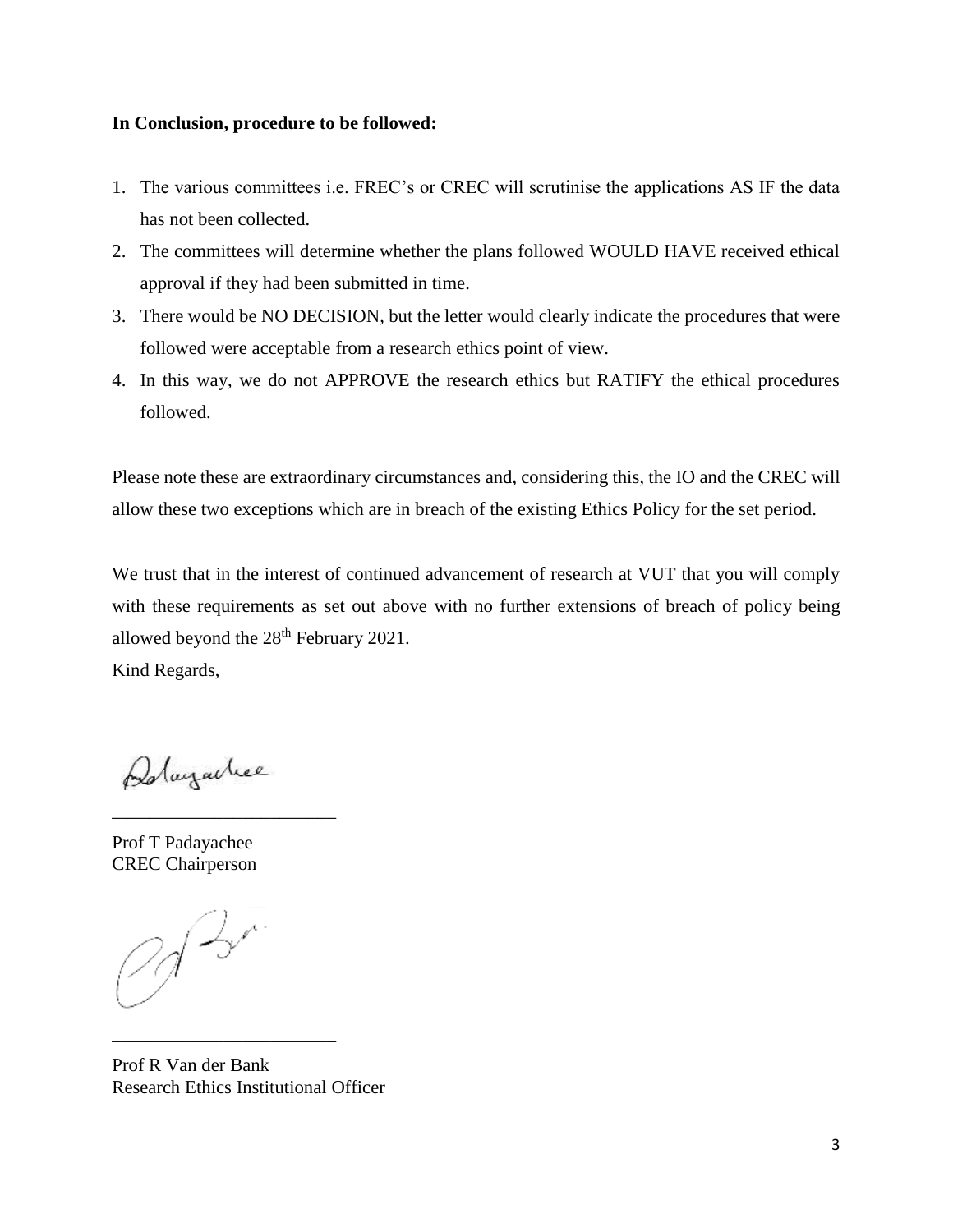**In Conclusion, procedure to be followed:**

1. The various committees i.e. FREC's or CREC will scrutinise the applications AS IF the data has not been collected.
2. The committees will determine whether the plans followed WOULD HAVE received ethical approval if they had been submitted in time.
3. There would be NO DECISION, but the letter would clearly indicate the procedures that were followed were acceptable from a research ethics point of view.
4. In this way, we do not APPROVE the research ethics but RATIFY the ethical procedures followed.

Please note these are extraordinary circumstances and, considering this, the IO and the CREC will allow these two exceptions which are in breach of the existing Ethics Policy for the set period.

We trust that in the interest of continued advancement of research at VUT that you will comply with these requirements as set out above with no further extensions of breach of policy being allowed beyond the 28th February 2021.

Kind Regards,

\_\_\_\_\_\_\_\_\_\_\_\_\_\_\_\_\_\_\_\_\_\_\_\_

Prof T Padayachee
CREC Chairperson

\_\_\_\_\_\_\_\_\_\_\_\_\_\_\_\_\_\_\_\_\_\_\_\_

Prof R Van der Bank
Research Ethics Institutional Officer